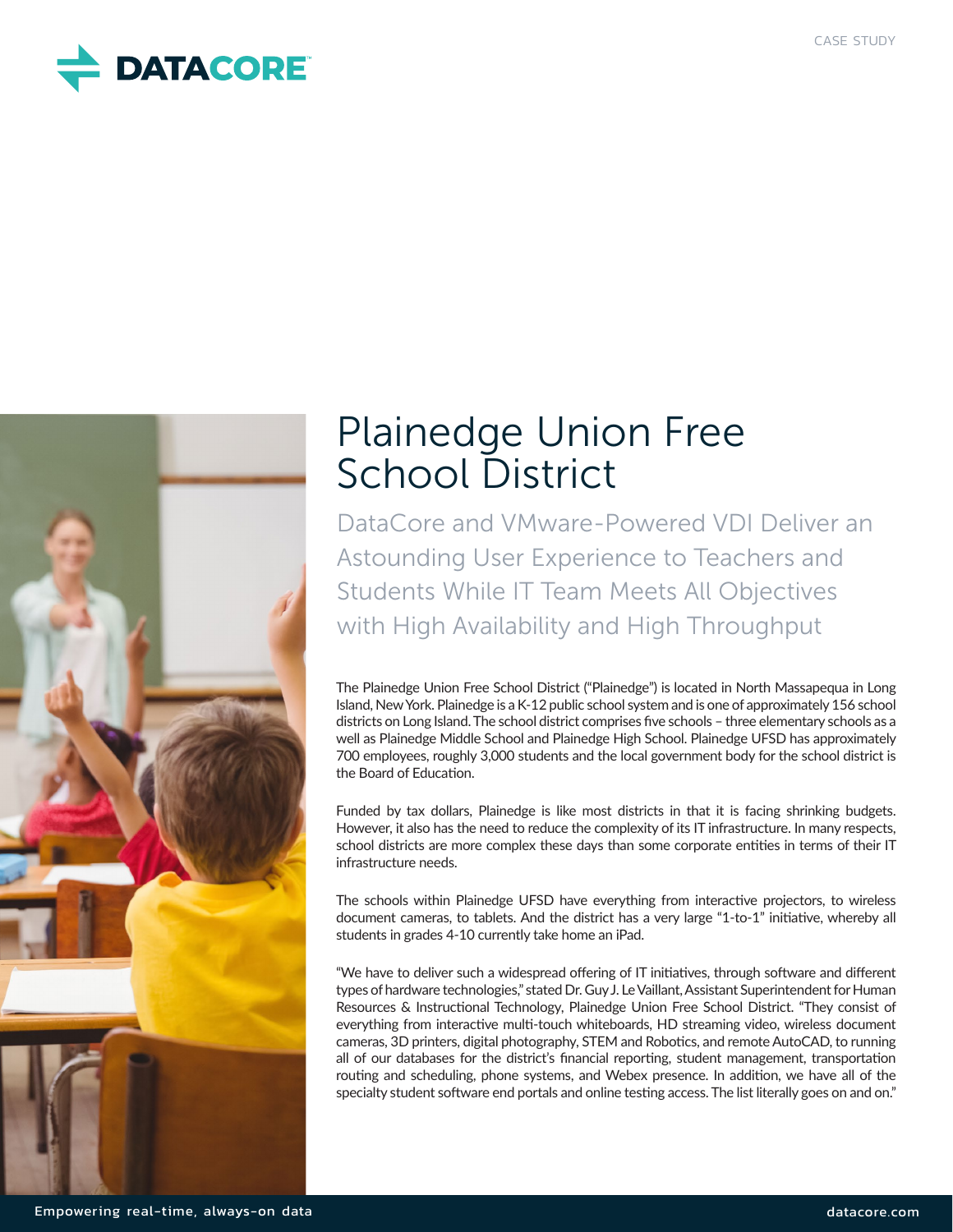CASE STUDY

# Plainedge Union Free School District

## DataCore and VMware-Powered VDI Deliver an Astounding User Experience to Teachers and Students While IT Team Meets All Objectives with High Availability and High Throughput

The Plainedge Union Free School District ("Plainedge") is located in North Massapequa in Long Island, New York. Plainedge is a K-12 public school system and is one of approximately 156 school districts on Long Island. The school district comprises five schools – three elementary schools as a well as Plainedge Middle School and Plainedge High School. Plainedge UFSD has approximately 700 employees, roughly 3,000 students and the local government body for the school district is the Board of Education.

Funded by tax dollars, Plainedge is like most districts in that it is facing shrinking budgets. However, it also has the need to reduce the complexity of its IT infrastructure. In many respects, school districts are more complex these days than some corporate entities in terms of their IT infrastructure needs.

The schools within Plainedge UFSD have everything from interactive projectors, to wireless document cameras, to tablets. And the district has a very large "1-to-1" initiative, whereby all students in grades 4-10 currently take home an iPad.

"We have to deliver such a widespread offering of IT initiatives, through software and different types of hardware technologies," stated Dr. Guy J. Le Vaillant, Assistant Superintendent for Human Resources & Instructional Technology, Plainedge Union Free School District. "They consist of everything from interactive multi-touch whiteboards, HD streaming video, wireless document cameras, 3D printers, digital photography, STEM and Robotics, and remote AutoCAD, to running all of our databases for the district's financial reporting, student management, transportation routing and scheduling, phone systems, and Webex presence. In addition, we have all of the specialty student software end portals and online testing access. The list literally goes on and on."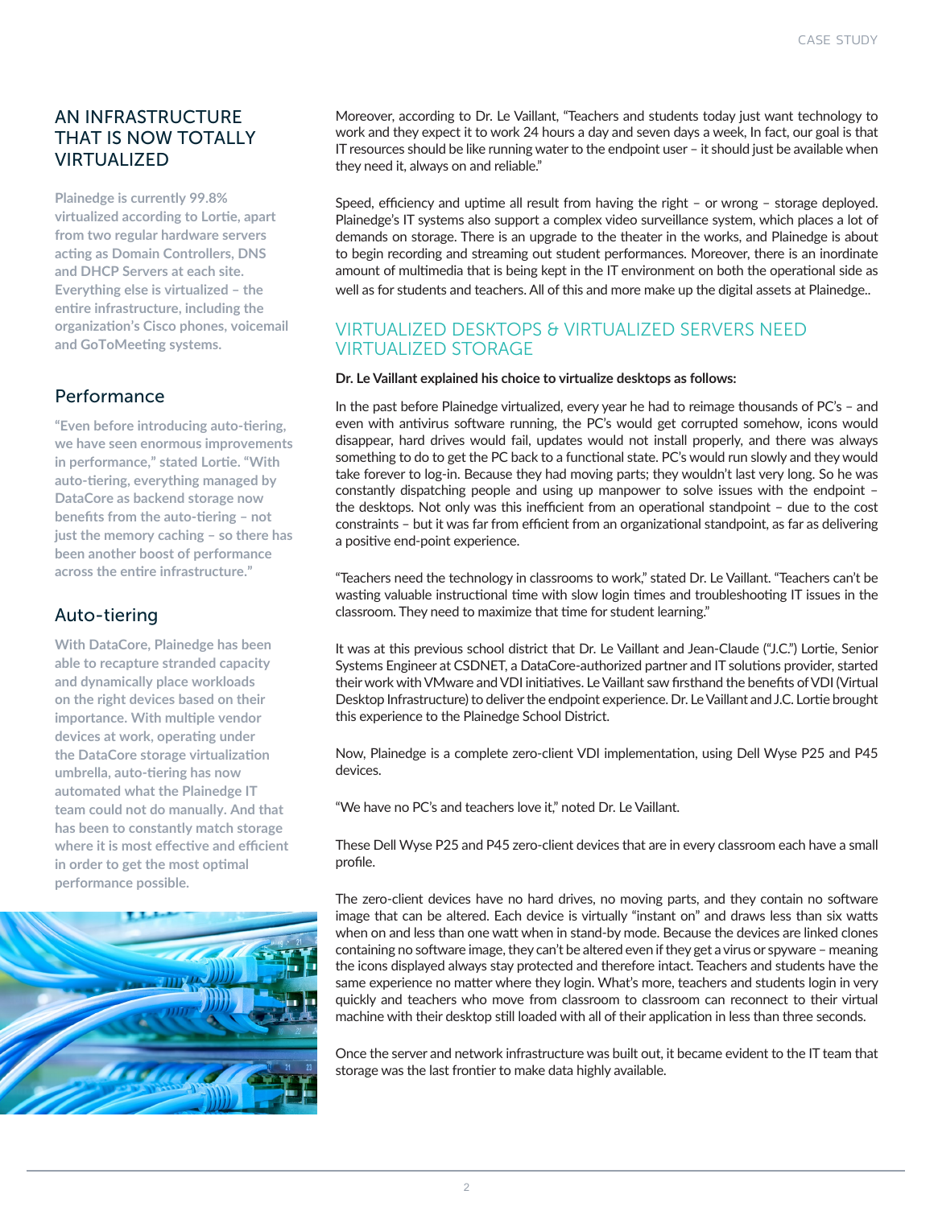## AN INFRASTRUCTURE THAT IS NOW TOTALLY VIRTUALIZED

**Plainedge is currently 99.8% virtualized according to Lortie, apart from two regular hardware servers acting as Domain Controllers, DNS and DHCP Servers at each site. Everything else is virtualized – the entire infrastructure, including the organization's Cisco phones, voicemail and GoToMeeting systems.**

### Performance

**"Even before introducing auto-tiering, we have seen enormous improvements in performance," stated Lortie. "With auto-tiering, everything managed by DataCore as backend storage now benefits from the auto-tiering – not just the memory caching – so there has been another boost of performance across the entire infrastructure."**

### Auto-tiering

**With DataCore, Plainedge has been able to recapture stranded capacity and dynamically place workloads on the right devices based on their importance. With multiple vendor devices at work, operating under the DataCore storage virtualization umbrella, auto-tiering has now automated what the Plainedge IT team could not do manually. And that has been to constantly match storage where it is most effective and efficient in order to get the most optimal performance possible.**

Moreover, according to Dr. Le Vaillant, "Teachers and students today just want technology to work and they expect it to work 24 hours a day and seven days a week, In fact, our goal is that IT resources should be like running water to the endpoint user – it should just be available when they need it, always on and reliable."

Speed, efficiency and uptime all result from having the right – or wrong – storage deployed. Plainedge's IT systems also support a complex video surveillance system, which places a lot of demands on storage. There is an upgrade to the theater in the works, and Plainedge is about to begin recording and streaming out student performances. Moreover, there is an inordinate amount of multimedia that is being kept in the IT environment on both the operational side as well as for students and teachers. All of this and more make up the digital assets at Plainedge..

## VIRTUALIZED DESKTOPS & VIRTUALIZED SERVERS NEED VIRTUALIZED STORAGE

**Dr. Le Vaillant explained his choice to virtualize desktops as follows:**

In the past before Plainedge virtualized, every year he had to reimage thousands of PC's – and even with antivirus software running, the PC's would get corrupted somehow, icons would disappear, hard drives would fail, updates would not install properly, and there was always something to do to get the PC back to a functional state. PC's would run slowly and they would take forever to log-in. Because they had moving parts; they wouldn't last very long. So he was constantly dispatching people and using up manpower to solve issues with the endpoint – the desktops. Not only was this inefficient from an operational standpoint – due to the cost constraints – but it was far from efficient from an organizational standpoint, as far as delivering a positive end-point experience.

"Teachers need the technology in classrooms to work," stated Dr. Le Vaillant. "Teachers can't be wasting valuable instructional time with slow login times and troubleshooting IT issues in the classroom. They need to maximize that time for student learning."

It was at this previous school district that Dr. Le Vaillant and Jean-Claude ("J.C.") Lortie, Senior Systems Engineer at CSDNET, a DataCore-authorized partner and IT solutions provider, started their work with VMware and VDI initiatives. Le Vaillant saw firsthand the benefits of VDI (Virtual Desktop Infrastructure) to deliver the endpoint experience. Dr. Le Vaillant and J.C. Lortie brought this experience to the Plainedge School District.

Now, Plainedge is a complete zero-client VDI implementation, using Dell Wyse P25 and P45 devices.

"We have no PC's and teachers love it," noted Dr. Le Vaillant.

These Dell Wyse P25 and P45 zero-client devices that are in every classroom each have a small profile.

The zero-client devices have no hard drives, no moving parts, and they contain no software image that can be altered. Each device is virtually "instant on" and draws less than six watts when on and less than one watt when in stand-by mode. Because the devices are linked clones containing no software image, they can't be altered even if they get a virus or spyware – meaning the icons displayed always stay protected and therefore intact. Teachers and students have the same experience no matter where they login. What's more, teachers and students login in very quickly and teachers who move from classroom to classroom can reconnect to their virtual machine with their desktop still loaded with all of their application in less than three seconds.

Once the server and network infrastructure was built out, it became evident to the IT team that storage was the last frontier to make data highly available.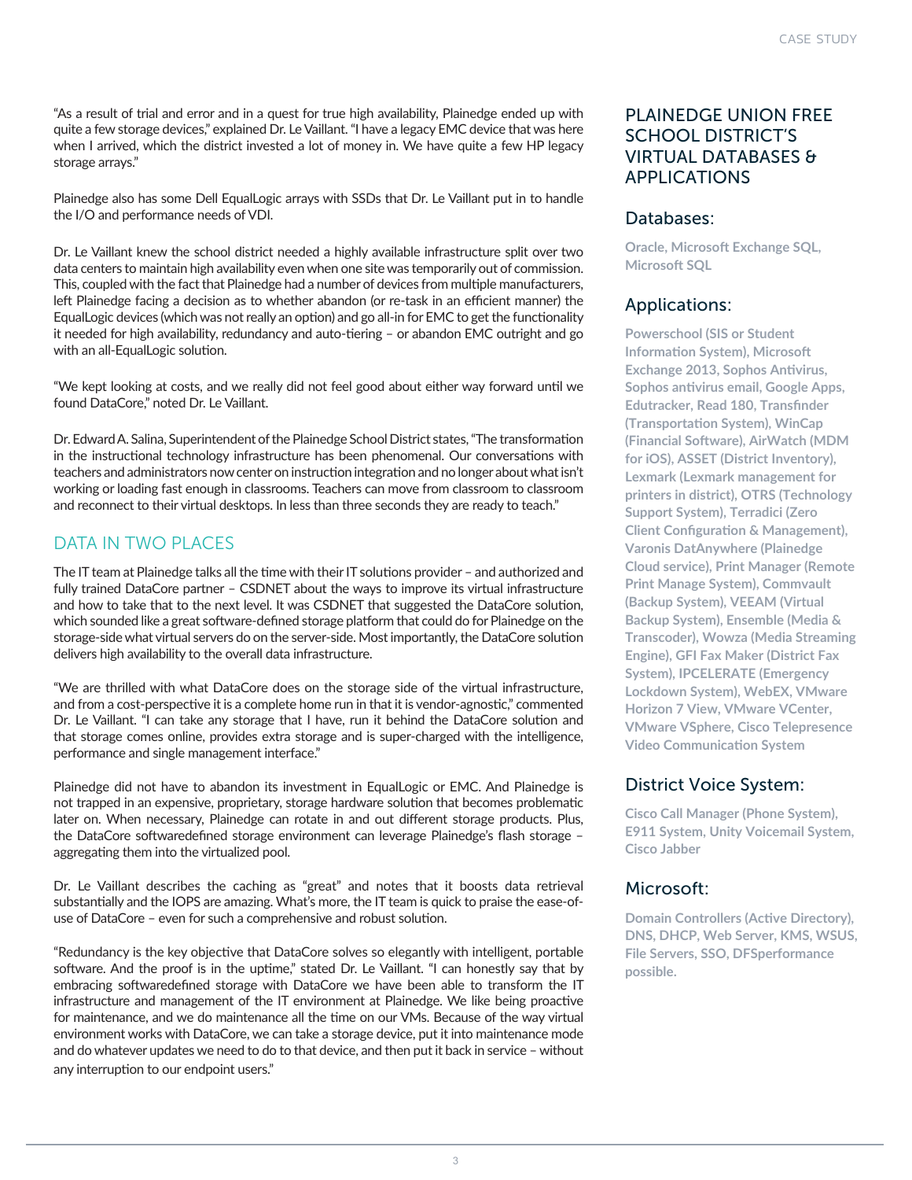"As a result of trial and error and in a quest for true high availability, Plainedge ended up with quite a few storage devices," explained Dr. Le Vaillant. "I have a legacy EMC device that was here when I arrived, which the district invested a lot of money in. We have quite a few HP legacy storage arrays."

Plainedge also has some Dell EqualLogic arrays with SSDs that Dr. Le Vaillant put in to handle the I/O and performance needs of VDI.

Dr. Le Vaillant knew the school district needed a highly available infrastructure split over two data centers to maintain high availability even when one site was temporarily out of commission. This, coupled with the fact that Plainedge had a number of devices from multiple manufacturers, left Plainedge facing a decision as to whether abandon (or re-task in an efficient manner) the EqualLogic devices (which was not really an option) and go all-in for EMC to get the functionality it needed for high availability, redundancy and auto-tiering – or abandon EMC outright and go with an all-EqualLogic solution.

"We kept looking at costs, and we really did not feel good about either way forward until we found DataCore," noted Dr. Le Vaillant.

Dr. Edward A. Salina, Superintendent of the Plainedge School District states, "The transformation in the instructional technology infrastructure has been phenomenal. Our conversations with teachers and administrators now center on instruction integration and no longer about what isn't working or loading fast enough in classrooms. Teachers can move from classroom to classroom and reconnect to their virtual desktops. In less than three seconds they are ready to teach."

## DATA IN TWO PLACES

The IT team at Plainedge talks all the time with their IT solutions provider – and authorized and fully trained DataCore partner – CSDNET about the ways to improve its virtual infrastructure and how to take that to the next level. It was CSDNET that suggested the DataCore solution, which sounded like a great software-defined storage platform that could do for Plainedge on the storage-side what virtual servers do on the server-side. Most importantly, the DataCore solution delivers high availability to the overall data infrastructure.

"We are thrilled with what DataCore does on the storage side of the virtual infrastructure, and from a cost-perspective it is a complete home run in that it is vendor-agnostic," commented Dr. Le Vaillant. "I can take any storage that I have, run it behind the DataCore solution and that storage comes online, provides extra storage and is super-charged with the intelligence, performance and single management interface."

Plainedge did not have to abandon its investment in EqualLogic or EMC. And Plainedge is not trapped in an expensive, proprietary, storage hardware solution that becomes problematic later on. When necessary, Plainedge can rotate in and out different storage products. Plus, the DataCore softwaredefined storage environment can leverage Plainedge's flash storage – aggregating them into the virtualized pool.

Dr. Le Vaillant describes the caching as "great" and notes that it boosts data retrieval substantially and the IOPS are amazing. What's more, the IT team is quick to praise the ease-of-use of DataCore – even for such a comprehensive and robust solution.

"Redundancy is the key objective that DataCore solves so elegantly with intelligent, portable software. And the proof is in the uptime," stated Dr. Le Vaillant. "I can honestly say that by embracing softwaredefined storage with DataCore we have been able to transform the IT infrastructure and management of the IT environment at Plainedge. We like being proactive for maintenance, and we do maintenance all the time on our VMs. Because of the way virtual environment works with DataCore, we can take a storage device, put it into maintenance mode and do whatever updates we need to do to that device, and then put it back in service – without any interruption to our endpoint users."

## PLAINEDGE UNION FREE SCHOOL DISTRICT'S VIRTUAL DATABASES & APPLICATIONS

### Databases:

**Oracle, Microsoft Exchange SQL, Microsoft SQL**

### Applications:

**Powerschool (SIS or Student Information System), Microsoft Exchange 2013, Sophos Antivirus, Sophos antivirus email, Google Apps, Edutracker, Read 180, Transfinder (Transportation System), WinCap (Financial Software), AirWatch (MDM for iOS), ASSET (District Inventory), Lexmark (Lexmark management for printers in district), OTRS (Technology Support System), Terradici (Zero Client Configuration & Management), Varonis DatAnywhere (Plainedge Cloud service), Print Manager (Remote Print Manage System), Commvault (Backup System), VEEAM (Virtual Backup System), Ensemble (Media & Transcoder), Wowza (Media Streaming Engine), GFI Fax Maker (District Fax System), IPCELERATE (Emergency Lockdown System), WebEX, VMware Horizon 7 View, VMware VCenter, VMware VSphere, Cisco Telepresence Video Communication System**

### District Voice System:

**Cisco Call Manager (Phone System), E911 System, Unity Voicemail System, Cisco Jabber**

### Microsoft:

**Domain Controllers (Active Directory), DNS, DHCP, Web Server, KMS, WSUS, File Servers, SSO, DFSperformance possible.**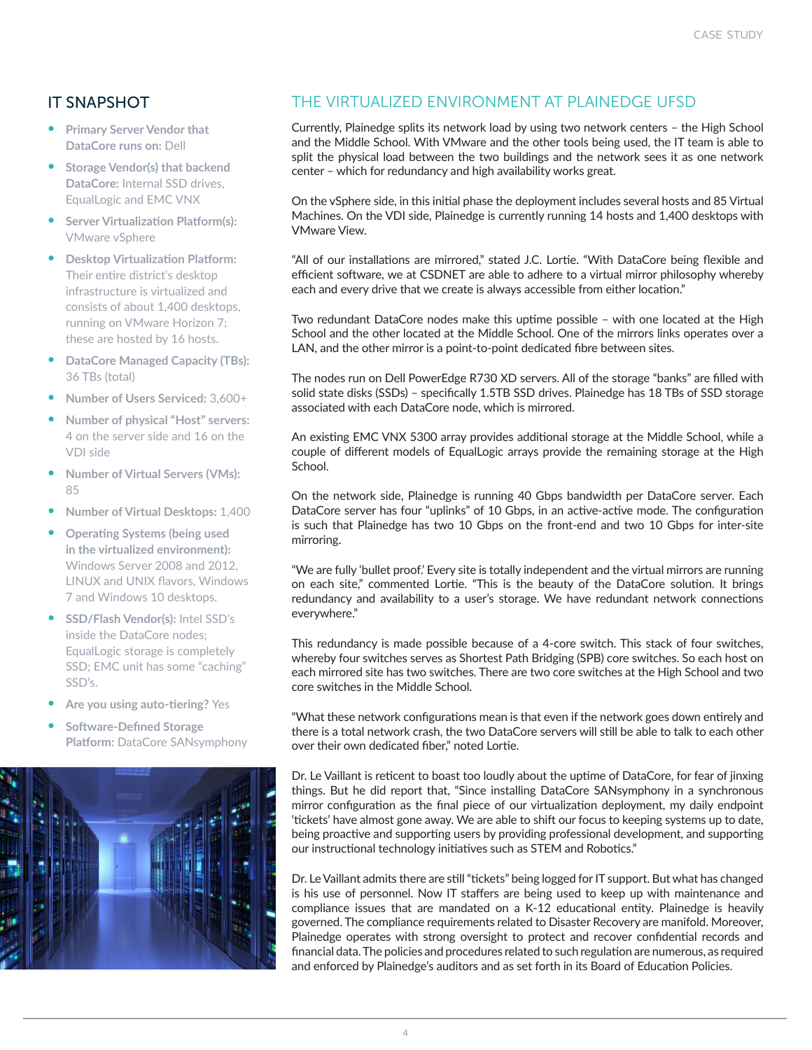## IT SNAPSHOT

- **Primary Server Vendor that DataCore runs on:** Dell
- **Storage Vendor(s) that backend DataCore:** Internal SSD drives, EqualLogic and EMC VNX
- **Server Virtualization Platform(s):** VMware vSphere
- **Desktop Virtualization Platform:** Their entire district's desktop infrastructure is virtualized and consists of about 1,400 desktops, running on VMware Horizon 7; these are hosted by 16 hosts.
- **DataCore Managed Capacity (TBs):** 36 TBs (total)
- **Number of Users Serviced:** 3,600+
- **Number of physical "Host" servers:** 4 on the server side and 16 on the VDI side
- **Number of Virtual Servers (VMs):** 85
- **Number of Virtual Desktops:** 1,400
- **Operating Systems (being used in the virtualized environment):** Windows Server 2008 and 2012, LINUX and UNIX flavors, Windows 7 and Windows 10 desktops.
- **SSD/Flash Vendor(s):** Intel SSD's inside the DataCore nodes; EqualLogic storage is completely SSD; EMC unit has some "caching" SSD's.
- **Are you using auto-tiering?** Yes
- **Software-Defined Storage Platform:** DataCore SANsymphony

## THE VIRTUALIZED ENVIRONMENT AT PLAINEDGE UFSD

Currently, Plainedge splits its network load by using two network centers – the High School and the Middle School. With VMware and the other tools being used, the IT team is able to split the physical load between the two buildings and the network sees it as one network center – which for redundancy and high availability works great.

On the vSphere side, in this initial phase the deployment includes several hosts and 85 Virtual Machines. On the VDI side, Plainedge is currently running 14 hosts and 1,400 desktops with VMware View.

"All of our installations are mirrored," stated J.C. Lortie. "With DataCore being flexible and efficient software, we at CSDNET are able to adhere to a virtual mirror philosophy whereby each and every drive that we create is always accessible from either location."

Two redundant DataCore nodes make this uptime possible – with one located at the High School and the other located at the Middle School. One of the mirrors links operates over a LAN, and the other mirror is a point-to-point dedicated fibre between sites.

The nodes run on Dell PowerEdge R730 XD servers. All of the storage "banks" are filled with solid state disks (SSDs) – specifically 1.5TB SSD drives. Plainedge has 18 TBs of SSD storage associated with each DataCore node, which is mirrored.

An existing EMC VNX 5300 array provides additional storage at the Middle School, while a couple of different models of EqualLogic arrays provide the remaining storage at the High School.

On the network side, Plainedge is running 40 Gbps bandwidth per DataCore server. Each DataCore server has four "uplinks" of 10 Gbps, in an active-active mode. The configuration is such that Plainedge has two 10 Gbps on the front-end and two 10 Gbps for inter-site mirroring.

"We are fully 'bullet proof.' Every site is totally independent and the virtual mirrors are running on each site," commented Lortie. "This is the beauty of the DataCore solution. It brings redundancy and availability to a user's storage. We have redundant network connections everywhere."

This redundancy is made possible because of a 4-core switch. This stack of four switches, whereby four switches serves as Shortest Path Bridging (SPB) core switches. So each host on each mirrored site has two switches. There are two core switches at the High School and two core switches in the Middle School.

"What these network configurations mean is that even if the network goes down entirely and there is a total network crash, the two DataCore servers will still be able to talk to each other over their own dedicated fiber," noted Lortie.

Dr. Le Vaillant is reticent to boast too loudly about the uptime of DataCore, for fear of jinxing things. But he did report that, "Since installing DataCore SANsymphony in a synchronous mirror configuration as the final piece of our virtualization deployment, my daily endpoint 'tickets' have almost gone away. We are able to shift our focus to keeping systems up to date, being proactive and supporting users by providing professional development, and supporting our instructional technology initiatives such as STEM and Robotics."

Dr. Le Vaillant admits there are still "tickets" being logged for IT support. But what has changed is his use of personnel. Now IT staffers are being used to keep up with maintenance and compliance issues that are mandated on a K-12 educational entity. Plainedge is heavily governed. The compliance requirements related to Disaster Recovery are manifold. Moreover, Plainedge operates with strong oversight to protect and recover confidential records and financial data. The policies and procedures related to such regulation are numerous, as required and enforced by Plainedge's auditors and as set forth in its Board of Education Policies.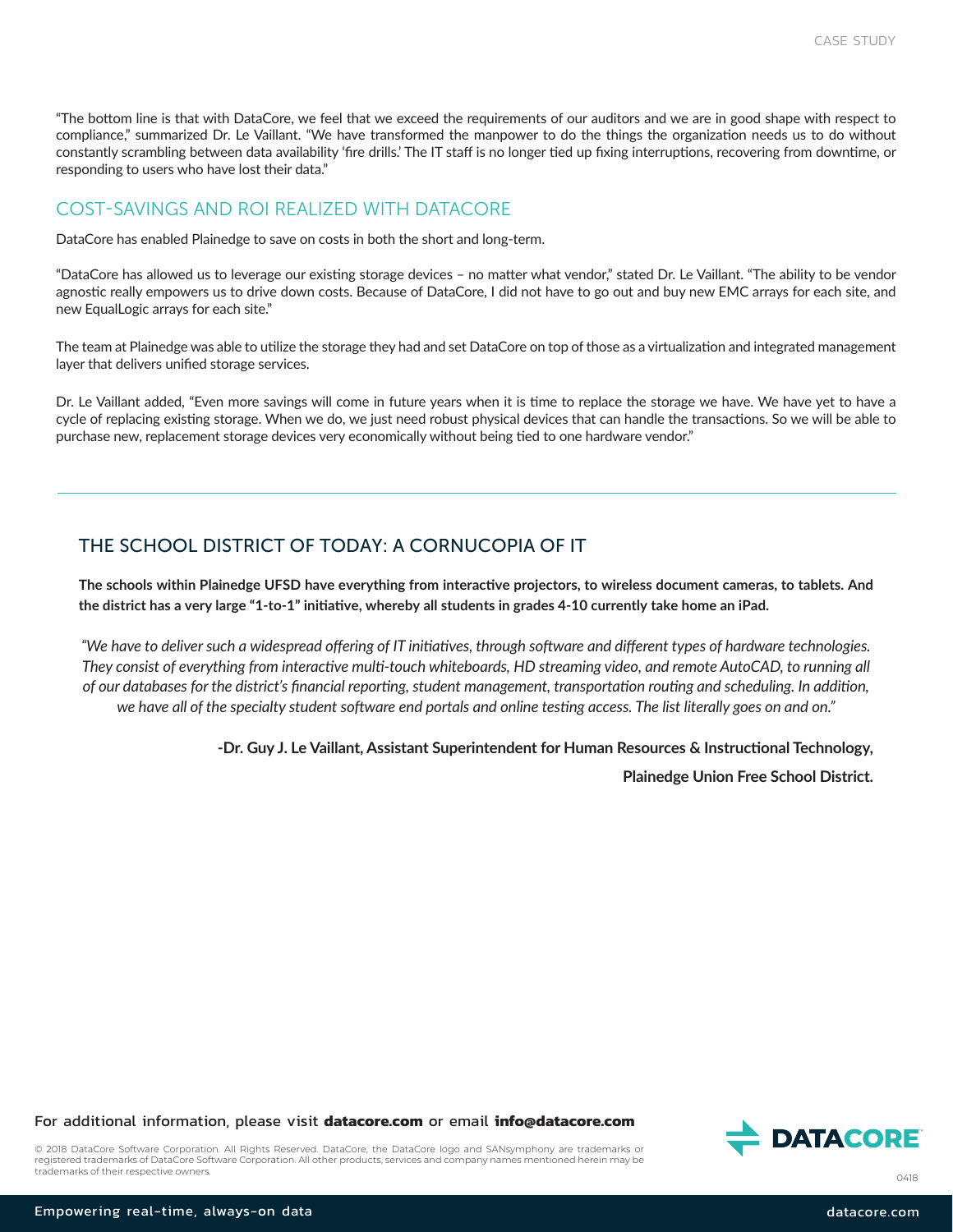"The bottom line is that with DataCore, we feel that we exceed the requirements of our auditors and we are in good shape with respect to compliance," summarized Dr. Le Vaillant. "We have transformed the manpower to do the things the organization needs us to do without constantly scrambling between data availability 'fire drills.' The IT staff is no longer tied up fixing interruptions, recovering from downtime, or responding to users who have lost their data."

## COST-SAVINGS AND ROI REALIZED WITH DATACORE

DataCore has enabled Plainedge to save on costs in both the short and long-term.

"DataCore has allowed us to leverage our existing storage devices – no matter what vendor," stated Dr. Le Vaillant. "The ability to be vendor agnostic really empowers us to drive down costs. Because of DataCore, I did not have to go out and buy new EMC arrays for each site, and new EqualLogic arrays for each site."

The team at Plainedge was able to utilize the storage they had and set DataCore on top of those as a virtualization and integrated management layer that delivers unified storage services.

Dr. Le Vaillant added, "Even more savings will come in future years when it is time to replace the storage we have. We have yet to have a cycle of replacing existing storage. When we do, we just need robust physical devices that can handle the transactions. So we will be able to purchase new, replacement storage devices very economically without being tied to one hardware vendor."

---

## THE SCHOOL DISTRICT OF TODAY: A CORNUCOPIA OF IT

**The schools within Plainedge UFSD have everything from interactive projectors, to wireless document cameras, to tablets. And the district has a very large "1-to-1" initiative, whereby all students in grades 4-10 currently take home an iPad.**

*"We have to deliver such a widespread offering of IT initiatives, through software and different types of hardware technologies. They consist of everything from interactive multi-touch whiteboards, HD streaming video, and remote AutoCAD, to running all of our databases for the district's financial reporting, student management, transportation routing and scheduling. In addition, we have all of the specialty student software end portals and online testing access. The list literally goes on and on."*

**-Dr. Guy J. Le Vaillant, Assistant Superintendent for Human Resources & Instructional Technology,**

**Plainedge Union Free School District.**

For additional information, please visit **datacore.com** or email **info@datacore.com**

© 2018 DataCore Software Corporation. All Rights Reserved. DataCore, the DataCore logo and SANsymphony are trademarks or registered trademarks of DataCore Software Corporation. All other products, services and company names mentioned herein may be trademarks of their respective owners.

0418